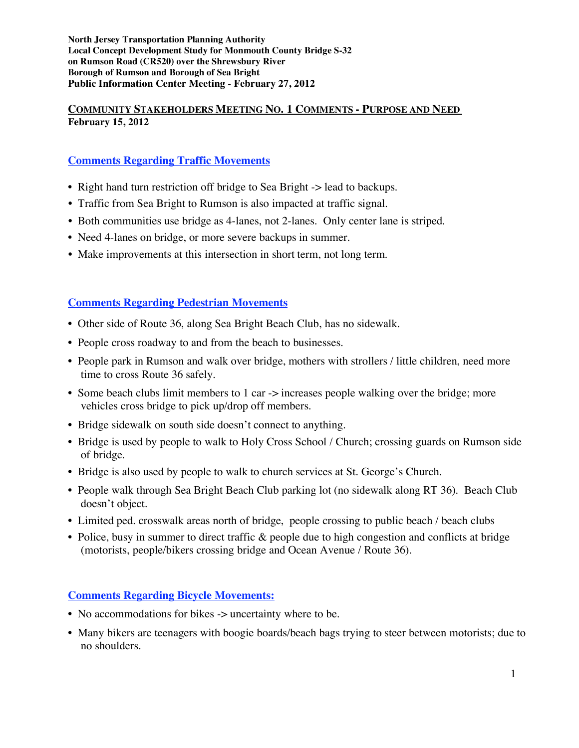**North Jersey Transportation Planning Authority**
**Local Concept Development Study for Monmouth County Bridge S-32**
**on Rumson Road (CR520) over the Shrewsbury River**
**Borough of Rumson and Borough of Sea Bright**
**Public Information Center Meeting - February 27, 2012**

## COMMUNITY STAKEHOLDERS MEETING NO. 1 COMMENTS - PURPOSE AND NEED

**February 15, 2012**

### Comments Regarding Traffic Movements

- Right hand turn restriction off bridge to Sea Bright -> lead to backups.
- Traffic from Sea Bright to Rumson is also impacted at traffic signal.
- Both communities use bridge as 4-lanes, not 2-lanes. Only center lane is striped.
- Need 4-lanes on bridge, or more severe backups in summer.
- Make improvements at this intersection in short term, not long term.

### Comments Regarding Pedestrian Movements

- Other side of Route 36, along Sea Bright Beach Club, has no sidewalk.
- People cross roadway to and from the beach to businesses.
- People park in Rumson and walk over bridge, mothers with strollers / little children, need more time to cross Route 36 safely.
- Some beach clubs limit members to 1 car -> increases people walking over the bridge; more vehicles cross bridge to pick up/drop off members.
- Bridge sidewalk on south side doesn't connect to anything.
- Bridge is used by people to walk to Holy Cross School / Church; crossing guards on Rumson side of bridge.
- Bridge is also used by people to walk to church services at St. George's Church.
- People walk through Sea Bright Beach Club parking lot (no sidewalk along RT 36). Beach Club doesn't object.
- Limited ped. crosswalk areas north of bridge, people crossing to public beach / beach clubs
- Police, busy in summer to direct traffic & people due to high congestion and conflicts at bridge (motorists, people/bikers crossing bridge and Ocean Avenue / Route 36).

### Comments Regarding Bicycle Movements:

- No accommodations for bikes -> uncertainty where to be.
- Many bikers are teenagers with boogie boards/beach bags trying to steer between motorists; due to no shoulders.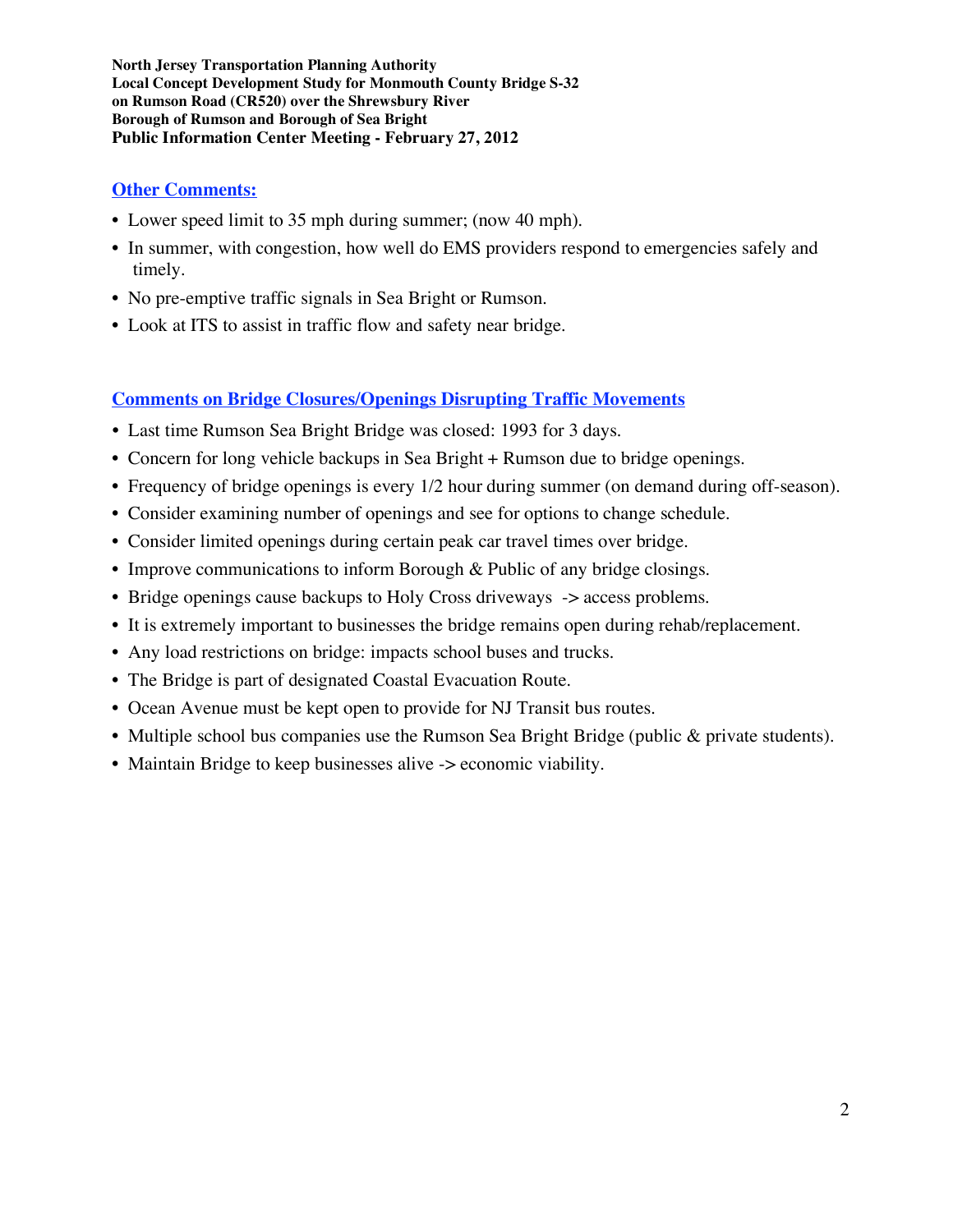## Other Comments:

- Lower speed limit to 35 mph during summer; (now 40 mph).
- In summer, with congestion, how well do EMS providers respond to emergencies safely and timely.
- No pre-emptive traffic signals in Sea Bright or Rumson.
- Look at ITS to assist in traffic flow and safety near bridge.

## Comments on Bridge Closures/Openings Disrupting Traffic Movements

- Last time Rumson Sea Bright Bridge was closed: 1993 for 3 days.
- Concern for long vehicle backups in Sea Bright + Rumson due to bridge openings.
- Frequency of bridge openings is every 1/2 hour during summer (on demand during off-season).
- Consider examining number of openings and see for options to change schedule.
- Consider limited openings during certain peak car travel times over bridge.
- Improve communications to inform Borough & Public of any bridge closings.
- Bridge openings cause backups to Holy Cross driveways -> access problems.
- It is extremely important to businesses the bridge remains open during rehab/replacement.
- Any load restrictions on bridge: impacts school buses and trucks.
- The Bridge is part of designated Coastal Evacuation Route.
- Ocean Avenue must be kept open to provide for NJ Transit bus routes.
- Multiple school bus companies use the Rumson Sea Bright Bridge (public & private students).
- Maintain Bridge to keep businesses alive -> economic viability.